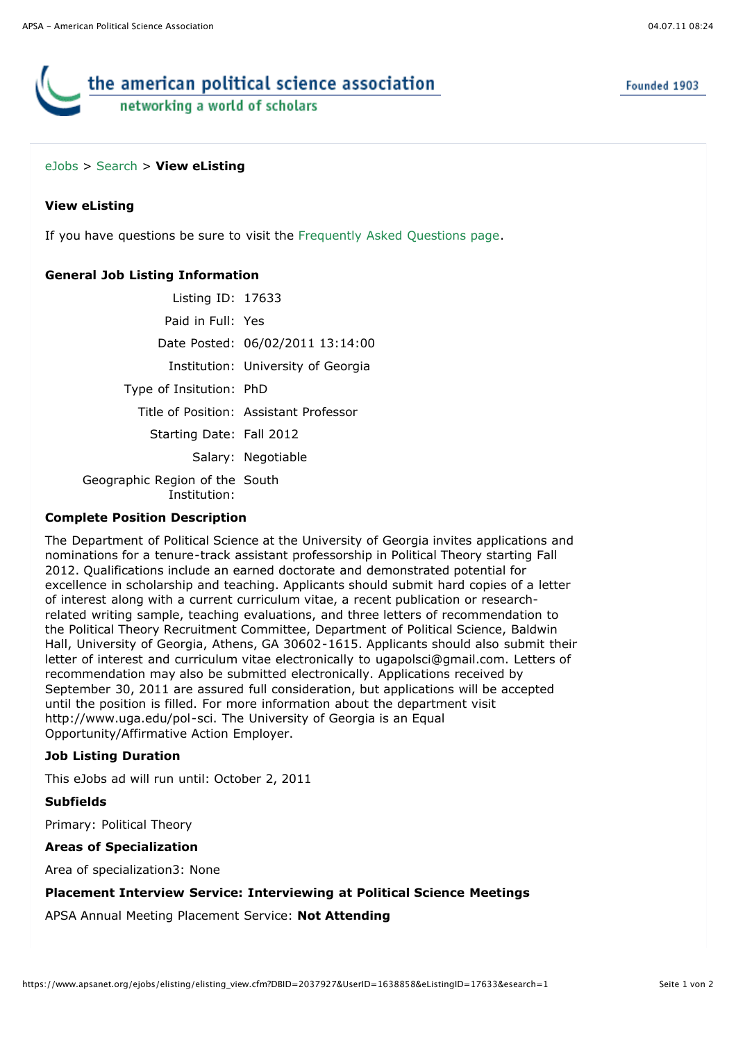the american political science association

networking a world of scholars

Founded 1903

eJobs > Search > **View eListing**

**View eListing**

If you have questions be sure to visit the Frequently Asked Questions page.

**General Job Listing Information**

| | |
|---|---|
| Listing ID: | 17633 |
| Paid in Full: | Yes |
| Date Posted: | 06/02/2011 13:14:00 |
| Institution: | University of Georgia |
| Type of Insitution: | PhD |
| Title of Position: | Assistant Professor |
| Starting Date: | Fall 2012 |
| Salary: | Negotiable |
| Geographic Region of the Institution: | South |

**Complete Position Description**

The Department of Political Science at the University of Georgia invites applications and nominations for a tenure-track assistant professorship in Political Theory starting Fall 2012. Qualifications include an earned doctorate and demonstrated potential for excellence in scholarship and teaching. Applicants should submit hard copies of a letter of interest along with a current curriculum vitae, a recent publication or research-related writing sample, teaching evaluations, and three letters of recommendation to the Political Theory Recruitment Committee, Department of Political Science, Baldwin Hall, University of Georgia, Athens, GA 30602-1615. Applicants should also submit their letter of interest and curriculum vitae electronically to ugapolsci@gmail.com. Letters of recommendation may also be submitted electronically. Applications received by September 30, 2011 are assured full consideration, but applications will be accepted until the position is filled. For more information about the department visit http://www.uga.edu/pol-sci. The University of Georgia is an Equal Opportunity/Affirmative Action Employer.

**Job Listing Duration**

This eJobs ad will run until: October 2, 2011

**Subfields**

Primary: Political Theory

**Areas of Specialization**

Area of specialization3: None

**Placement Interview Service: Interviewing at Political Science Meetings**

APSA Annual Meeting Placement Service: **Not Attending**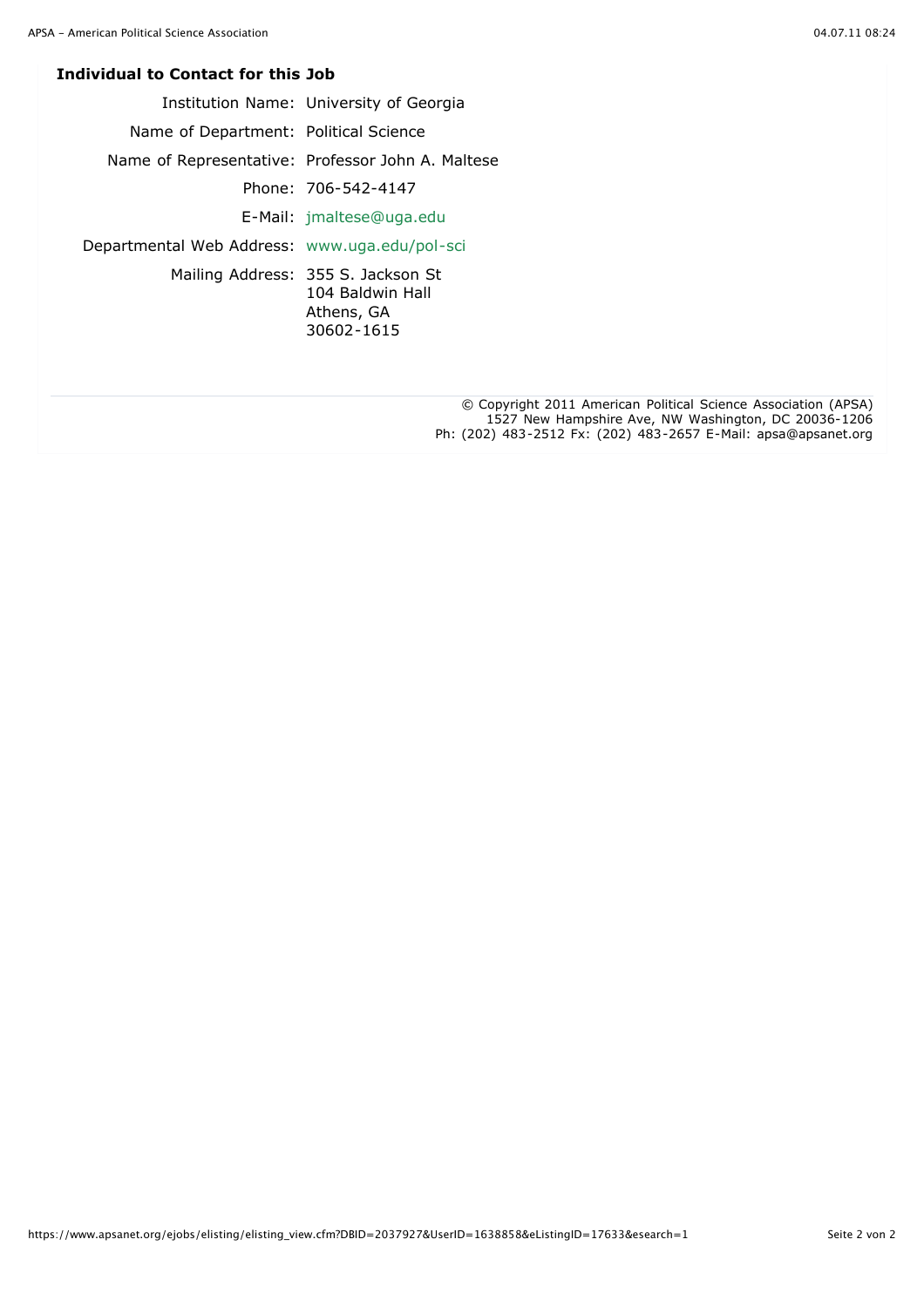**Individual to Contact for this Job**

| | |
|---|---|
| Institution Name: | University of Georgia |
| Name of Department: | Political Science |
| Name of Representative: | Professor John A. Maltese |
| Phone: | 706-542-4147 |
| E-Mail: | jmaltese@uga.edu |
| Departmental Web Address: | www.uga.edu/pol-sci |
| Mailing Address: | 355 S. Jackson St<br>104 Baldwin Hall<br>Athens, GA<br>30602-1615 |

© Copyright 2011 American Political Science Association (APSA)
1527 New Hampshire Ave, NW Washington, DC 20036-1206
Ph: (202) 483-2512 Fx: (202) 483-2657 E-Mail: apsa@apsanet.org